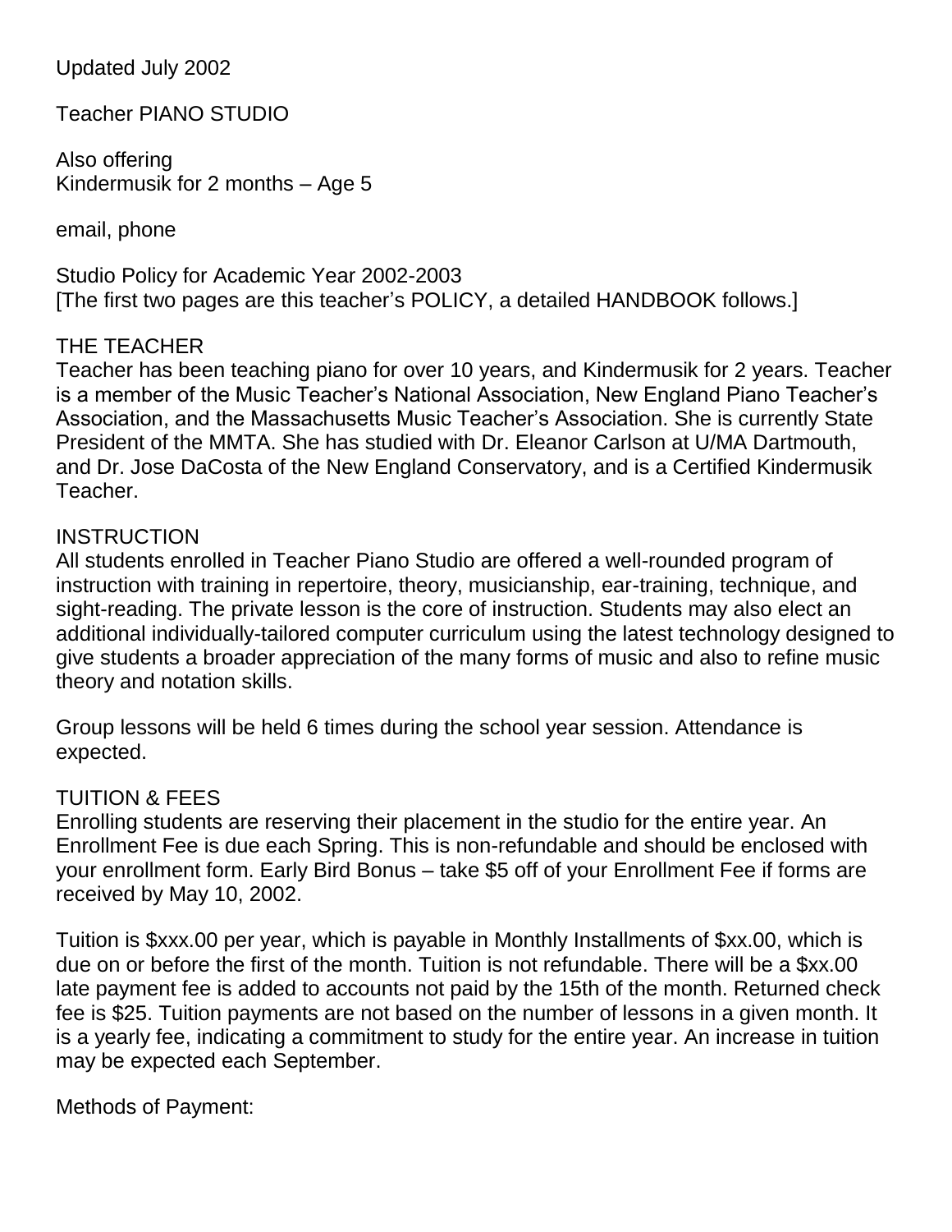Updated July 2002

Teacher PIANO STUDIO

Also offering
Kindermusik for 2 months – Age 5

email, phone

Studio Policy for Academic Year 2002-2003
[The first two pages are this teacher's POLICY, a detailed HANDBOOK follows.]

## THE TEACHER

Teacher has been teaching piano for over 10 years, and Kindermusik for 2 years. Teacher is a member of the Music Teacher's National Association, New England Piano Teacher's Association, and the Massachusetts Music Teacher's Association. She is currently State President of the MMTA. She has studied with Dr. Eleanor Carlson at U/MA Dartmouth, and Dr. Jose DaCosta of the New England Conservatory, and is a Certified Kindermusik Teacher.

## INSTRUCTION

All students enrolled in Teacher Piano Studio are offered a well-rounded program of instruction with training in repertoire, theory, musicianship, ear-training, technique, and sight-reading. The private lesson is the core of instruction. Students may also elect an additional individually-tailored computer curriculum using the latest technology designed to give students a broader appreciation of the many forms of music and also to refine music theory and notation skills.

Group lessons will be held 6 times during the school year session. Attendance is expected.

## TUITION & FEES

Enrolling students are reserving their placement in the studio for the entire year. An Enrollment Fee is due each Spring. This is non-refundable and should be enclosed with your enrollment form. Early Bird Bonus – take $5 off of your Enrollment Fee if forms are received by May 10, 2002.

Tuition is $xxx.00 per year, which is payable in Monthly Installments of $xx.00, which is due on or before the first of the month. Tuition is not refundable. There will be a $xx.00 late payment fee is added to accounts not paid by the 15th of the month. Returned check fee is $25. Tuition payments are not based on the number of lessons in a given month. It is a yearly fee, indicating a commitment to study for the entire year. An increase in tuition may be expected each September.

Methods of Payment: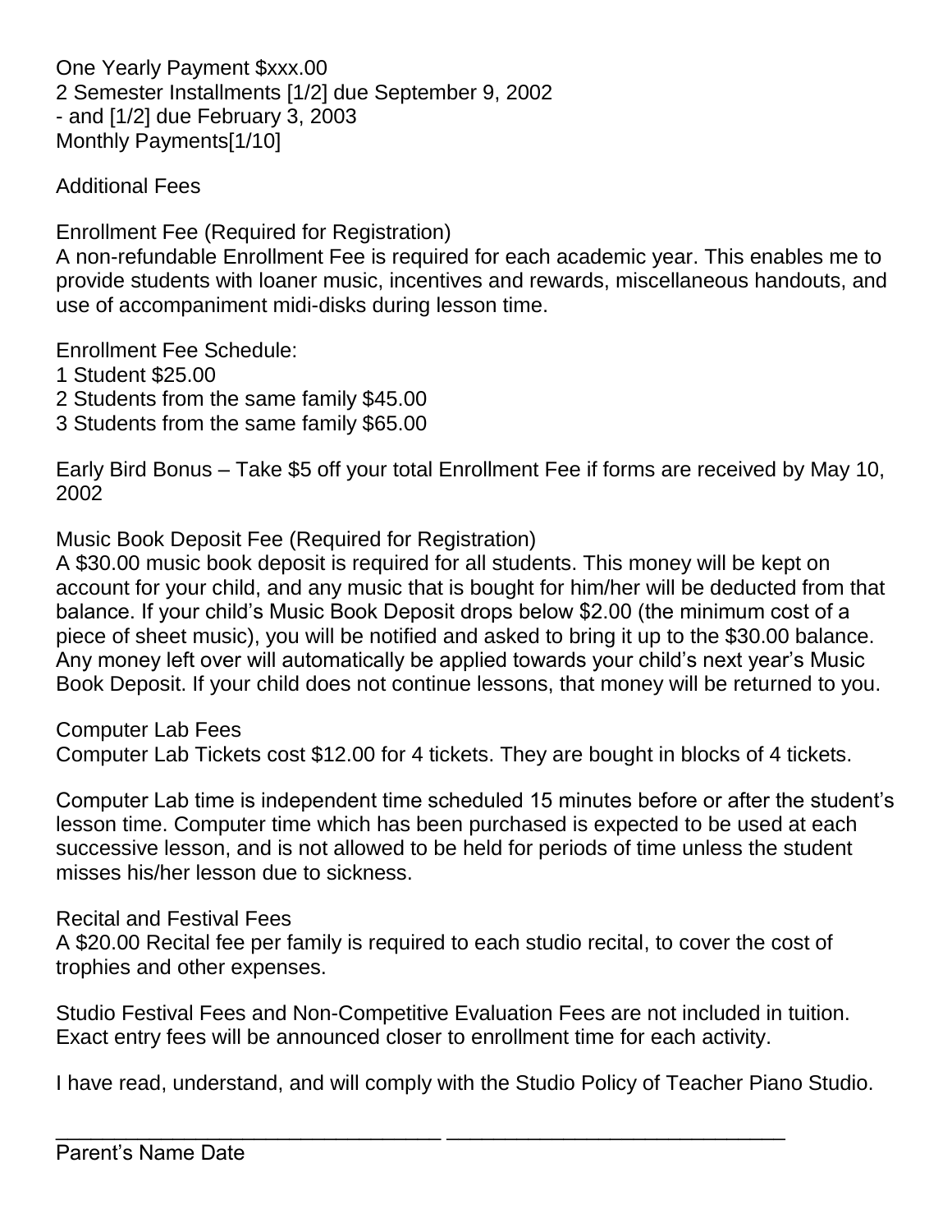One Yearly Payment $xxx.00
2 Semester Installments [1/2] due September 9, 2002
- and [1/2] due February 3, 2003
Monthly Payments[1/10]

## Additional Fees

### Enrollment Fee (Required for Registration)

A non-refundable Enrollment Fee is required for each academic year. This enables me to provide students with loaner music, incentives and rewards, miscellaneous handouts, and use of accompaniment midi-disks during lesson time.

Enrollment Fee Schedule:
1 Student $25.00
2 Students from the same family $45.00
3 Students from the same family $65.00

Early Bird Bonus – Take $5 off your total Enrollment Fee if forms are received by May 10, 2002

### Music Book Deposit Fee (Required for Registration)

A $30.00 music book deposit is required for all students. This money will be kept on account for your child, and any music that is bought for him/her will be deducted from that balance. If your child's Music Book Deposit drops below $2.00 (the minimum cost of a piece of sheet music), you will be notified and asked to bring it up to the $30.00 balance. Any money left over will automatically be applied towards your child's next year's Music Book Deposit. If your child does not continue lessons, that money will be returned to you.

### Computer Lab Fees

Computer Lab Tickets cost $12.00 for 4 tickets. They are bought in blocks of 4 tickets.

Computer Lab time is independent time scheduled 15 minutes before or after the student's lesson time. Computer time which has been purchased is expected to be used at each successive lesson, and is not allowed to be held for periods of time unless the student misses his/her lesson due to sickness.

### Recital and Festival Fees

A $20.00 Recital fee per family is required to each studio recital, to cover the cost of trophies and other expenses.

Studio Festival Fees and Non-Competitive Evaluation Fees are not included in tuition. Exact entry fees will be announced closer to enrollment time for each activity.

I have read, understand, and will comply with the Studio Policy of Teacher Piano Studio.

_________________________________ ____________________________
Parent's Name Date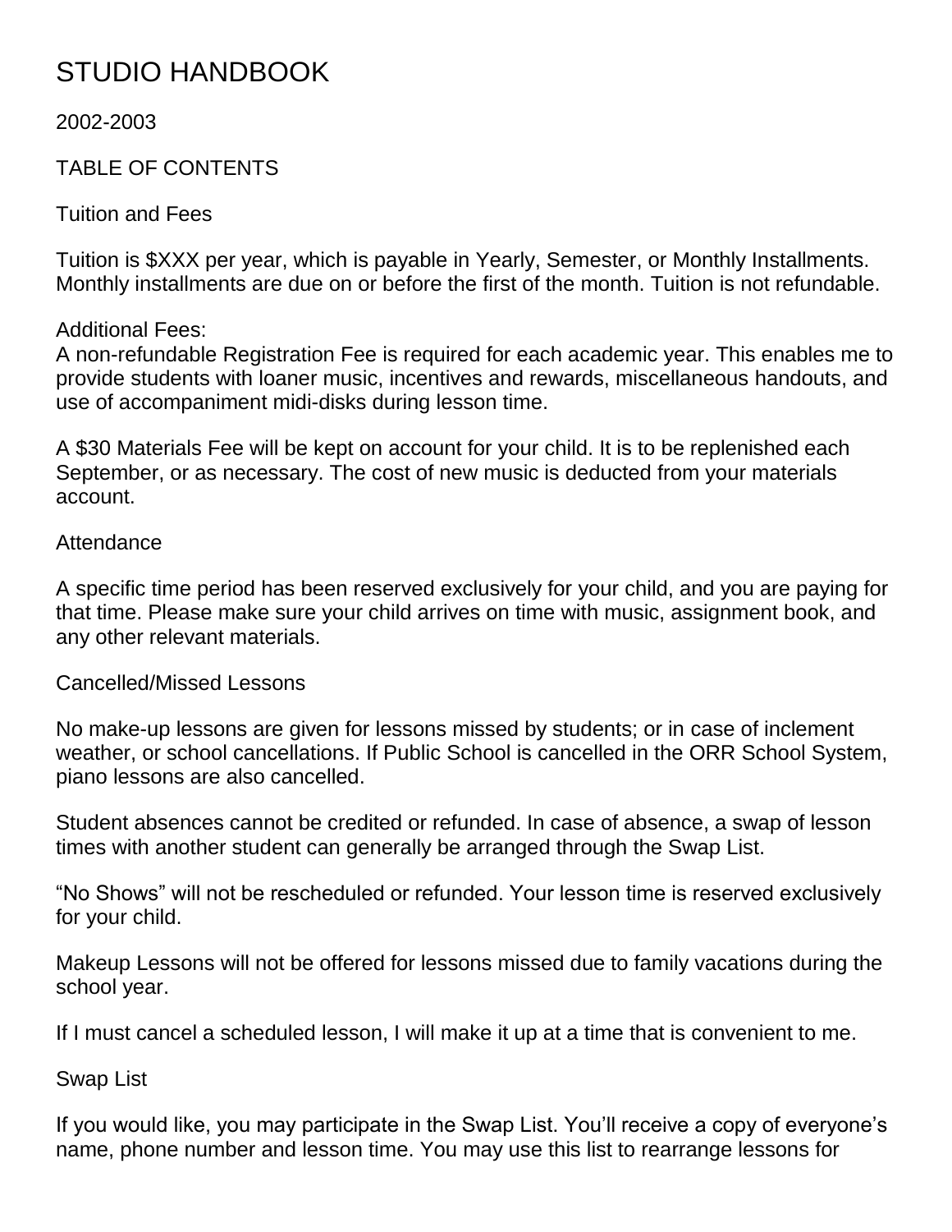# STUDIO HANDBOOK

2002-2003

TABLE OF CONTENTS

## Tuition and Fees

Tuition is $XXX per year, which is payable in Yearly, Semester, or Monthly Installments. Monthly installments are due on or before the first of the month. Tuition is not refundable.

Additional Fees:
A non-refundable Registration Fee is required for each academic year. This enables me to provide students with loaner music, incentives and rewards, miscellaneous handouts, and use of accompaniment midi-disks during lesson time.

A $30 Materials Fee will be kept on account for your child. It is to be replenished each September, or as necessary. The cost of new music is deducted from your materials account.

## Attendance

A specific time period has been reserved exclusively for your child, and you are paying for that time. Please make sure your child arrives on time with music, assignment book, and any other relevant materials.

## Cancelled/Missed Lessons

No make-up lessons are given for lessons missed by students; or in case of inclement weather, or school cancellations. If Public School is cancelled in the ORR School System, piano lessons are also cancelled.

Student absences cannot be credited or refunded. In case of absence, a swap of lesson times with another student can generally be arranged through the Swap List.

"No Shows" will not be rescheduled or refunded. Your lesson time is reserved exclusively for your child.

Makeup Lessons will not be offered for lessons missed due to family vacations during the school year.

If I must cancel a scheduled lesson, I will make it up at a time that is convenient to me.

## Swap List

If you would like, you may participate in the Swap List. You'll receive a copy of everyone's name, phone number and lesson time. You may use this list to rearrange lessons for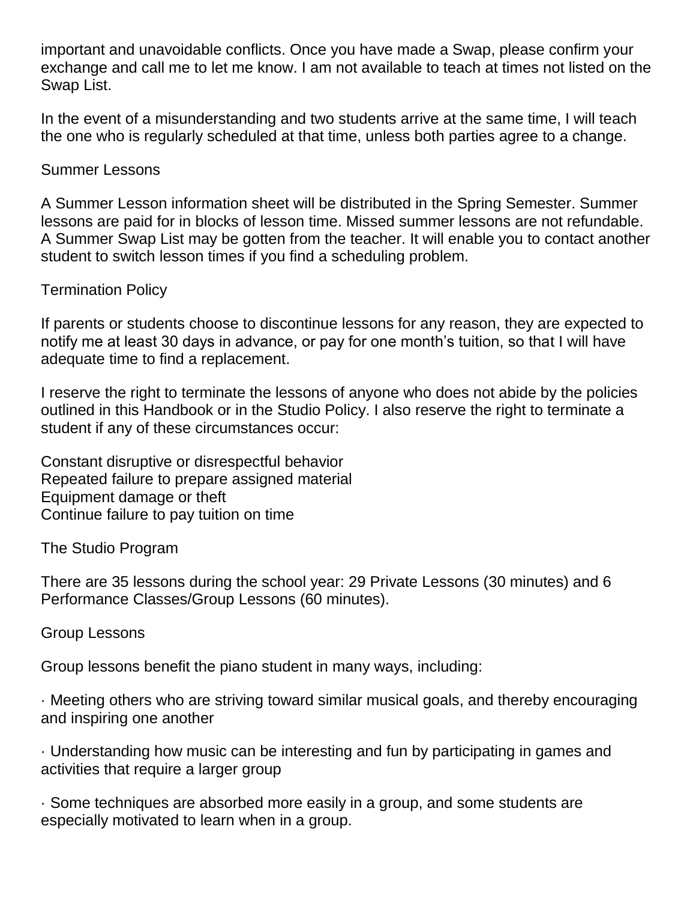important and unavoidable conflicts. Once you have made a Swap, please confirm your exchange and call me to let me know. I am not available to teach at times not listed on the Swap List.

In the event of a misunderstanding and two students arrive at the same time, I will teach the one who is regularly scheduled at that time, unless both parties agree to a change.

## Summer Lessons

A Summer Lesson information sheet will be distributed in the Spring Semester. Summer lessons are paid for in blocks of lesson time. Missed summer lessons are not refundable. A Summer Swap List may be gotten from the teacher. It will enable you to contact another student to switch lesson times if you find a scheduling problem.

## Termination Policy

If parents or students choose to discontinue lessons for any reason, they are expected to notify me at least 30 days in advance, or pay for one month's tuition, so that I will have adequate time to find a replacement.

I reserve the right to terminate the lessons of anyone who does not abide by the policies outlined in this Handbook or in the Studio Policy. I also reserve the right to terminate a student if any of these circumstances occur:

Constant disruptive or disrespectful behavior
Repeated failure to prepare assigned material
Equipment damage or theft
Continue failure to pay tuition on time

## The Studio Program

There are 35 lessons during the school year: 29 Private Lessons (30 minutes) and 6 Performance Classes/Group Lessons (60 minutes).

## Group Lessons

Group lessons benefit the piano student in many ways, including:

· Meeting others who are striving toward similar musical goals, and thereby encouraging and inspiring one another

· Understanding how music can be interesting and fun by participating in games and activities that require a larger group

· Some techniques are absorbed more easily in a group, and some students are especially motivated to learn when in a group.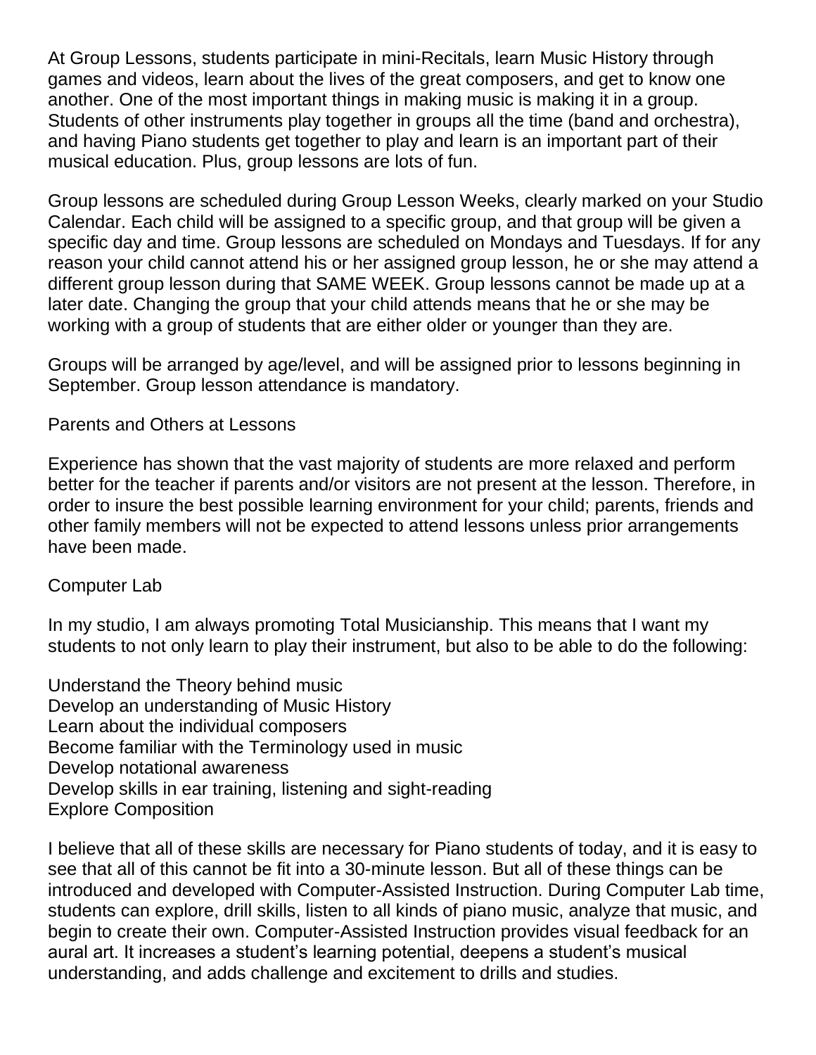At Group Lessons, students participate in mini-Recitals, learn Music History through games and videos, learn about the lives of the great composers, and get to know one another. One of the most important things in making music is making it in a group. Students of other instruments play together in groups all the time (band and orchestra), and having Piano students get together to play and learn is an important part of their musical education. Plus, group lessons are lots of fun.

Group lessons are scheduled during Group Lesson Weeks, clearly marked on your Studio Calendar. Each child will be assigned to a specific group, and that group will be given a specific day and time. Group lessons are scheduled on Mondays and Tuesdays. If for any reason your child cannot attend his or her assigned group lesson, he or she may attend a different group lesson during that SAME WEEK. Group lessons cannot be made up at a later date. Changing the group that your child attends means that he or she may be working with a group of students that are either older or younger than they are.

Groups will be arranged by age/level, and will be assigned prior to lessons beginning in September. Group lesson attendance is mandatory.

## Parents and Others at Lessons

Experience has shown that the vast majority of students are more relaxed and perform better for the teacher if parents and/or visitors are not present at the lesson. Therefore, in order to insure the best possible learning environment for your child; parents, friends and other family members will not be expected to attend lessons unless prior arrangements have been made.

## Computer Lab

In my studio, I am always promoting Total Musicianship. This means that I want my students to not only learn to play their instrument, but also to be able to do the following:

- Understand the Theory behind music
- Develop an understanding of Music History
- Learn about the individual composers
- Become familiar with the Terminology used in music
- Develop notational awareness
- Develop skills in ear training, listening and sight-reading
- Explore Composition

I believe that all of these skills are necessary for Piano students of today, and it is easy to see that all of this cannot be fit into a 30-minute lesson. But all of these things can be introduced and developed with Computer-Assisted Instruction. During Computer Lab time, students can explore, drill skills, listen to all kinds of piano music, analyze that music, and begin to create their own. Computer-Assisted Instruction provides visual feedback for an aural art. It increases a student's learning potential, deepens a student's musical understanding, and adds challenge and excitement to drills and studies.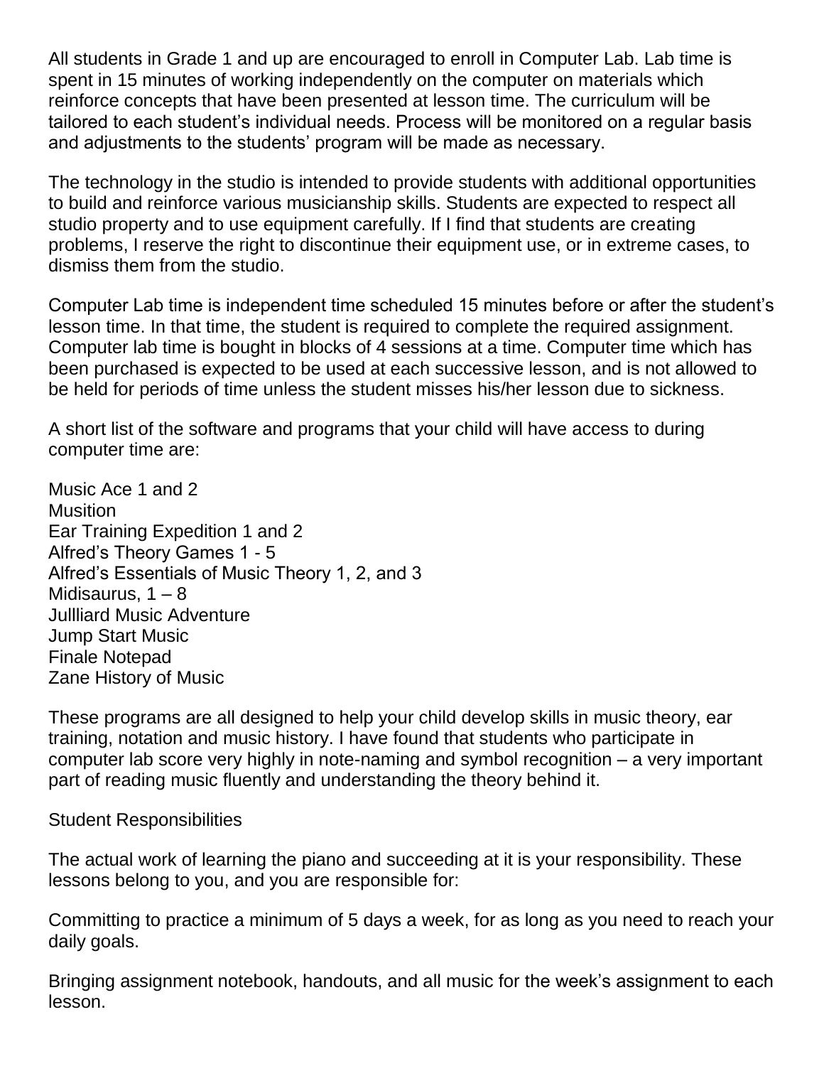All students in Grade 1 and up are encouraged to enroll in Computer Lab. Lab time is spent in 15 minutes of working independently on the computer on materials which reinforce concepts that have been presented at lesson time. The curriculum will be tailored to each student's individual needs. Process will be monitored on a regular basis and adjustments to the students' program will be made as necessary.

The technology in the studio is intended to provide students with additional opportunities to build and reinforce various musicianship skills. Students are expected to respect all studio property and to use equipment carefully. If I find that students are creating problems, I reserve the right to discontinue their equipment use, or in extreme cases, to dismiss them from the studio.

Computer Lab time is independent time scheduled 15 minutes before or after the student's lesson time. In that time, the student is required to complete the required assignment. Computer lab time is bought in blocks of 4 sessions at a time. Computer time which has been purchased is expected to be used at each successive lesson, and is not allowed to be held for periods of time unless the student misses his/her lesson due to sickness.

A short list of the software and programs that your child will have access to during computer time are:

Music Ace 1 and 2  
Musition  
Ear Training Expedition 1 and 2  
Alfred's Theory Games 1 - 5  
Alfred's Essentials of Music Theory 1, 2, and 3  
Midisaurus, 1 – 8  
Jullliard Music Adventure  
Jump Start Music  
Finale Notepad  
Zane History of Music

These programs are all designed to help your child develop skills in music theory, ear training, notation and music history. I have found that students who participate in computer lab score very highly in note-naming and symbol recognition – a very important part of reading music fluently and understanding the theory behind it.

## Student Responsibilities

The actual work of learning the piano and succeeding at it is your responsibility. These lessons belong to you, and you are responsible for:

Committing to practice a minimum of 5 days a week, for as long as you need to reach your daily goals.

Bringing assignment notebook, handouts, and all music for the week's assignment to each lesson.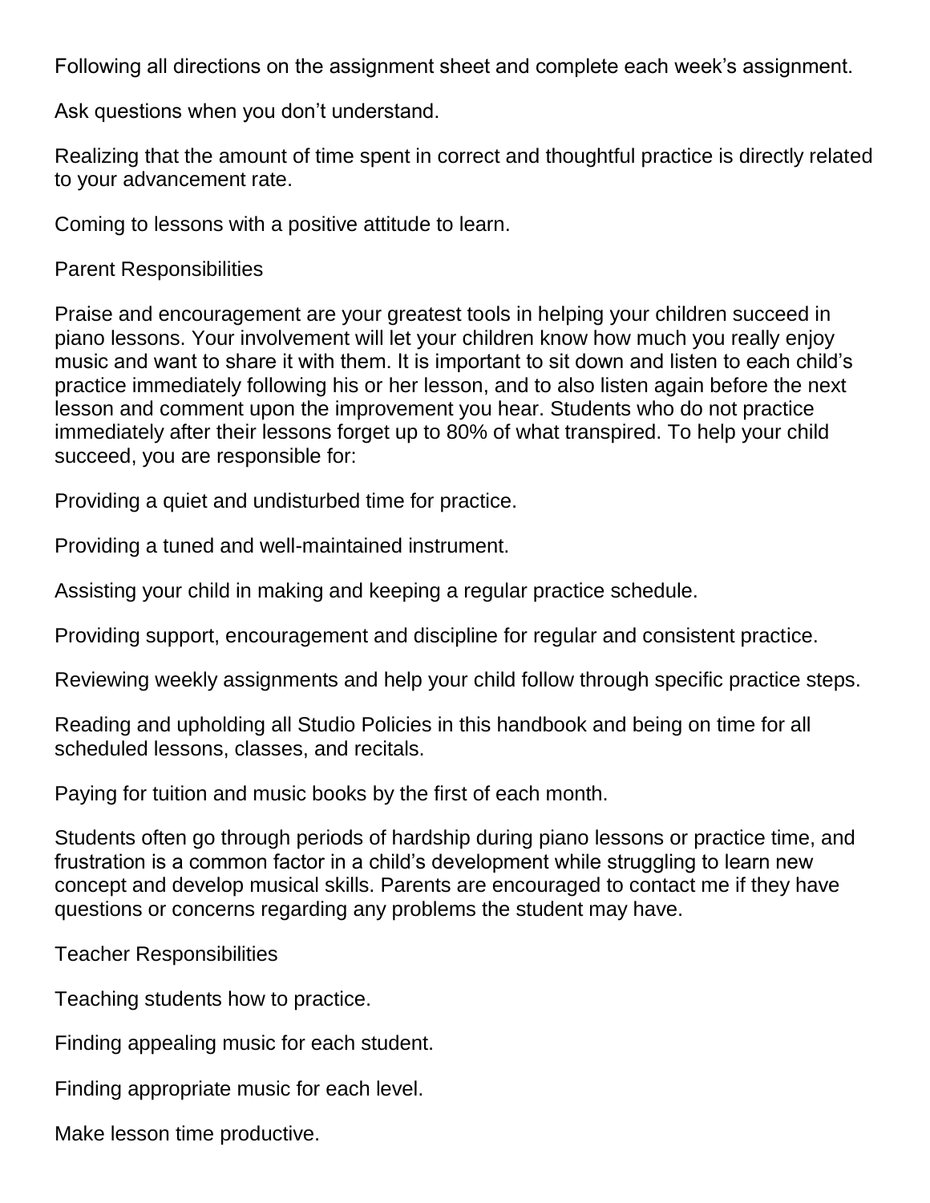Following all directions on the assignment sheet and complete each week's assignment.

Ask questions when you don't understand.

Realizing that the amount of time spent in correct and thoughtful practice is directly related to your advancement rate.

Coming to lessons with a positive attitude to learn.

## Parent Responsibilities

Praise and encouragement are your greatest tools in helping your children succeed in piano lessons. Your involvement will let your children know how much you really enjoy music and want to share it with them. It is important to sit down and listen to each child's practice immediately following his or her lesson, and to also listen again before the next lesson and comment upon the improvement you hear. Students who do not practice immediately after their lessons forget up to 80% of what transpired. To help your child succeed, you are responsible for:

Providing a quiet and undisturbed time for practice.

Providing a tuned and well-maintained instrument.

Assisting your child in making and keeping a regular practice schedule.

Providing support, encouragement and discipline for regular and consistent practice.

Reviewing weekly assignments and help your child follow through specific practice steps.

Reading and upholding all Studio Policies in this handbook and being on time for all scheduled lessons, classes, and recitals.

Paying for tuition and music books by the first of each month.

Students often go through periods of hardship during piano lessons or practice time, and frustration is a common factor in a child's development while struggling to learn new concept and develop musical skills. Parents are encouraged to contact me if they have questions or concerns regarding any problems the student may have.

## Teacher Responsibilities

Teaching students how to practice.

Finding appealing music for each student.

Finding appropriate music for each level.

Make lesson time productive.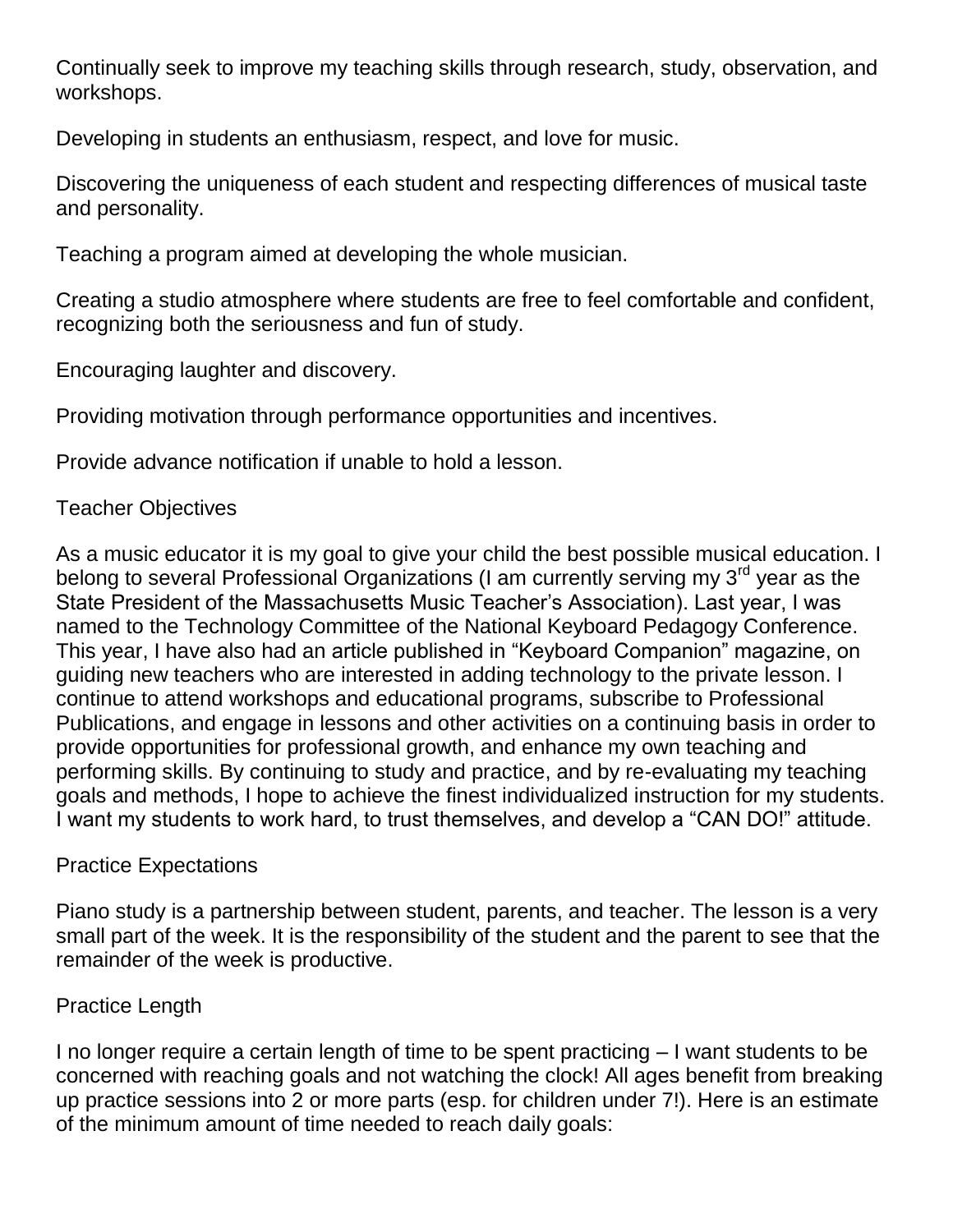Continually seek to improve my teaching skills through research, study, observation, and workshops.

Developing in students an enthusiasm, respect, and love for music.

Discovering the uniqueness of each student and respecting differences of musical taste and personality.

Teaching a program aimed at developing the whole musician.

Creating a studio atmosphere where students are free to feel comfortable and confident, recognizing both the seriousness and fun of study.

Encouraging laughter and discovery.

Providing motivation through performance opportunities and incentives.

Provide advance notification if unable to hold a lesson.

## Teacher Objectives

As a music educator it is my goal to give your child the best possible musical education. I belong to several Professional Organizations (I am currently serving my 3rd year as the State President of the Massachusetts Music Teacher's Association). Last year, I was named to the Technology Committee of the National Keyboard Pedagogy Conference. This year, I have also had an article published in "Keyboard Companion" magazine, on guiding new teachers who are interested in adding technology to the private lesson. I continue to attend workshops and educational programs, subscribe to Professional Publications, and engage in lessons and other activities on a continuing basis in order to provide opportunities for professional growth, and enhance my own teaching and performing skills. By continuing to study and practice, and by re-evaluating my teaching goals and methods, I hope to achieve the finest individualized instruction for my students. I want my students to work hard, to trust themselves, and develop a "CAN DO!" attitude.

## Practice Expectations

Piano study is a partnership between student, parents, and teacher. The lesson is a very small part of the week. It is the responsibility of the student and the parent to see that the remainder of the week is productive.

## Practice Length

I no longer require a certain length of time to be spent practicing – I want students to be concerned with reaching goals and not watching the clock! All ages benefit from breaking up practice sessions into 2 or more parts (esp. for children under 7!). Here is an estimate of the minimum amount of time needed to reach daily goals: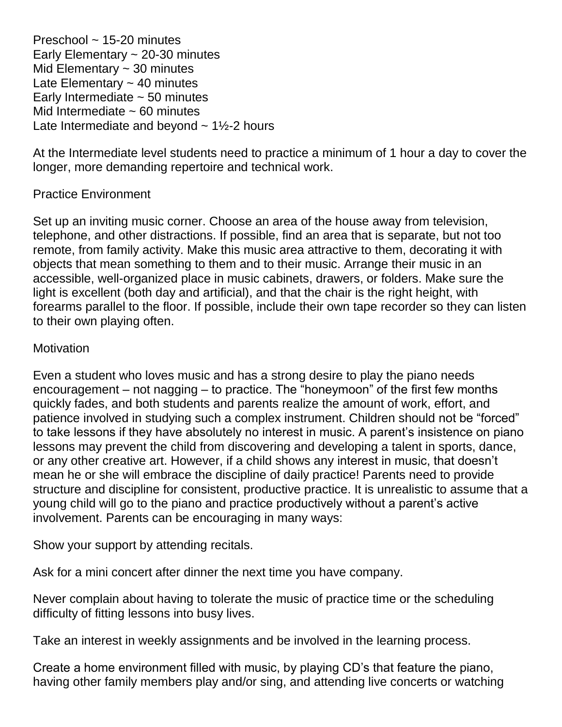Preschool ~ 15-20 minutes
Early Elementary ~ 20-30 minutes
Mid Elementary ~ 30 minutes
Late Elementary ~ 40 minutes
Early Intermediate ~ 50 minutes
Mid Intermediate ~ 60 minutes
Late Intermediate and beyond ~ 1½-2 hours

At the Intermediate level students need to practice a minimum of 1 hour a day to cover the longer, more demanding repertoire and technical work.

## Practice Environment

Set up an inviting music corner. Choose an area of the house away from television, telephone, and other distractions. If possible, find an area that is separate, but not too remote, from family activity. Make this music area attractive to them, decorating it with objects that mean something to them and to their music. Arrange their music in an accessible, well-organized place in music cabinets, drawers, or folders. Make sure the light is excellent (both day and artificial), and that the chair is the right height, with forearms parallel to the floor. If possible, include their own tape recorder so they can listen to their own playing often.

## Motivation

Even a student who loves music and has a strong desire to play the piano needs encouragement – not nagging – to practice. The "honeymoon" of the first few months quickly fades, and both students and parents realize the amount of work, effort, and patience involved in studying such a complex instrument. Children should not be "forced" to take lessons if they have absolutely no interest in music. A parent's insistence on piano lessons may prevent the child from discovering and developing a talent in sports, dance, or any other creative art. However, if a child shows any interest in music, that doesn't mean he or she will embrace the discipline of daily practice! Parents need to provide structure and discipline for consistent, productive practice. It is unrealistic to assume that a young child will go to the piano and practice productively without a parent's active involvement. Parents can be encouraging in many ways:

Show your support by attending recitals.

Ask for a mini concert after dinner the next time you have company.

Never complain about having to tolerate the music of practice time or the scheduling difficulty of fitting lessons into busy lives.

Take an interest in weekly assignments and be involved in the learning process.

Create a home environment filled with music, by playing CD's that feature the piano, having other family members play and/or sing, and attending live concerts or watching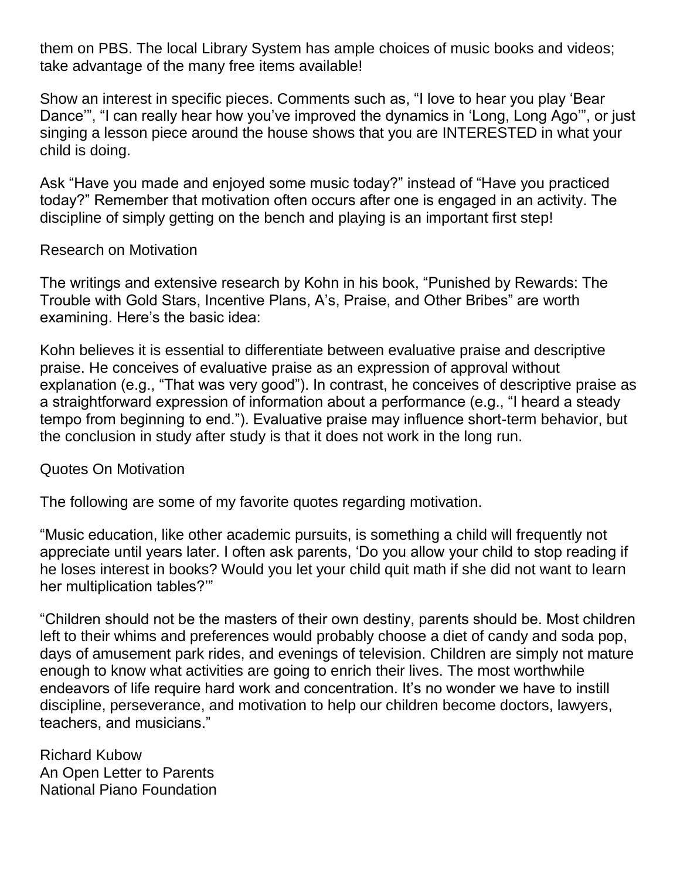them on PBS. The local Library System has ample choices of music books and videos; take advantage of the many free items available!

Show an interest in specific pieces. Comments such as, "I love to hear you play 'Bear Dance'", "I can really hear how you've improved the dynamics in 'Long, Long Ago'", or just singing a lesson piece around the house shows that you are INTERESTED in what your child is doing.

Ask "Have you made and enjoyed some music today?" instead of "Have you practiced today?" Remember that motivation often occurs after one is engaged in an activity. The discipline of simply getting on the bench and playing is an important first step!

## Research on Motivation

The writings and extensive research by Kohn in his book, "Punished by Rewards: The Trouble with Gold Stars, Incentive Plans, A's, Praise, and Other Bribes" are worth examining. Here's the basic idea:

Kohn believes it is essential to differentiate between evaluative praise and descriptive praise. He conceives of evaluative praise as an expression of approval without explanation (e.g., "That was very good"). In contrast, he conceives of descriptive praise as a straightforward expression of information about a performance (e.g., "I heard a steady tempo from beginning to end."). Evaluative praise may influence short-term behavior, but the conclusion in study after study is that it does not work in the long run.

## Quotes On Motivation

The following are some of my favorite quotes regarding motivation.

"Music education, like other academic pursuits, is something a child will frequently not appreciate until years later. I often ask parents, 'Do you allow your child to stop reading if he loses interest in books? Would you let your child quit math if she did not want to learn her multiplication tables?'"

"Children should not be the masters of their own destiny, parents should be. Most children left to their whims and preferences would probably choose a diet of candy and soda pop, days of amusement park rides, and evenings of television. Children are simply not mature enough to know what activities are going to enrich their lives. The most worthwhile endeavors of life require hard work and concentration. It's no wonder we have to instill discipline, perseverance, and motivation to help our children become doctors, lawyers, teachers, and musicians."

Richard Kubow
An Open Letter to Parents
National Piano Foundation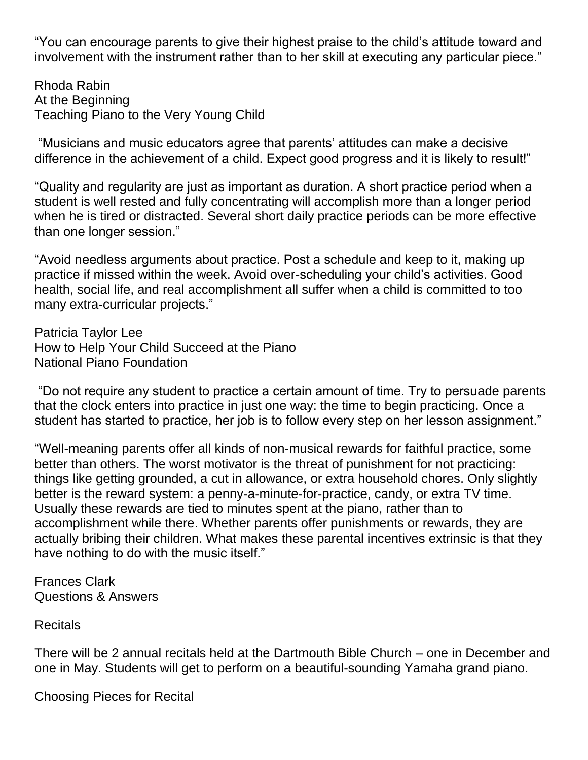"You can encourage parents to give their highest praise to the child's attitude toward and involvement with the instrument rather than to her skill at executing any particular piece."

Rhoda Rabin
At the Beginning
Teaching Piano to the Very Young Child

"Musicians and music educators agree that parents' attitudes can make a decisive difference in the achievement of a child. Expect good progress and it is likely to result!"

"Quality and regularity are just as important as duration. A short practice period when a student is well rested and fully concentrating will accomplish more than a longer period when he is tired or distracted. Several short daily practice periods can be more effective than one longer session."

"Avoid needless arguments about practice. Post a schedule and keep to it, making up practice if missed within the week. Avoid over-scheduling your child's activities. Good health, social life, and real accomplishment all suffer when a child is committed to too many extra-curricular projects."

Patricia Taylor Lee
How to Help Your Child Succeed at the Piano
National Piano Foundation

"Do not require any student to practice a certain amount of time. Try to persuade parents that the clock enters into practice in just one way: the time to begin practicing. Once a student has started to practice, her job is to follow every step on her lesson assignment."

"Well-meaning parents offer all kinds of non-musical rewards for faithful practice, some better than others. The worst motivator is the threat of punishment for not practicing: things like getting grounded, a cut in allowance, or extra household chores. Only slightly better is the reward system: a penny-a-minute-for-practice, candy, or extra TV time. Usually these rewards are tied to minutes spent at the piano, rather than to accomplishment while there. Whether parents offer punishments or rewards, they are actually bribing their children. What makes these parental incentives extrinsic is that they have nothing to do with the music itself."

Frances Clark
Questions & Answers

## Recitals

There will be 2 annual recitals held at the Dartmouth Bible Church – one in December and one in May. Students will get to perform on a beautiful-sounding Yamaha grand piano.

## Choosing Pieces for Recital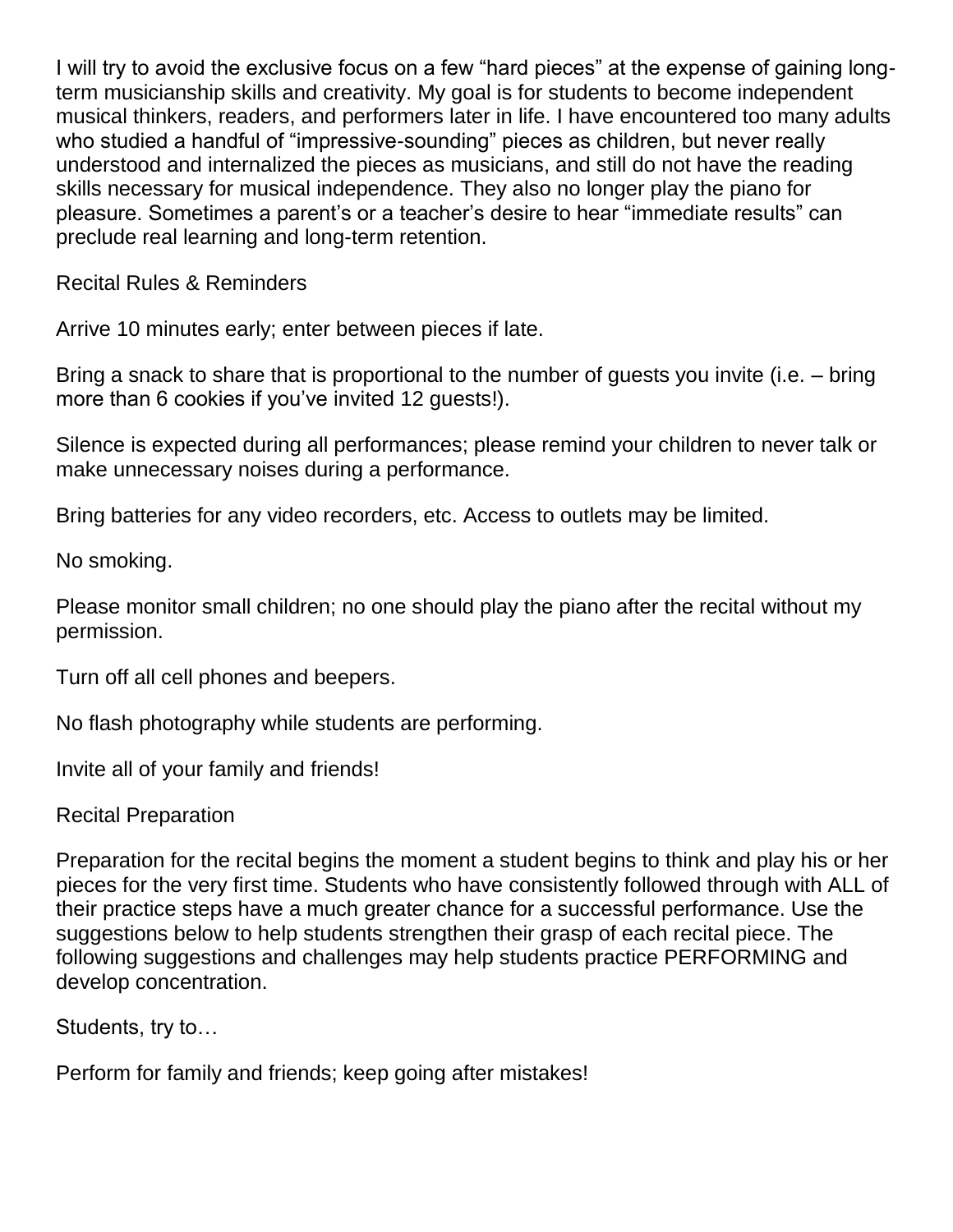I will try to avoid the exclusive focus on a few "hard pieces" at the expense of gaining long-term musicianship skills and creativity. My goal is for students to become independent musical thinkers, readers, and performers later in life. I have encountered too many adults who studied a handful of "impressive-sounding" pieces as children, but never really understood and internalized the pieces as musicians, and still do not have the reading skills necessary for musical independence. They also no longer play the piano for pleasure. Sometimes a parent's or a teacher's desire to hear "immediate results" can preclude real learning and long-term retention.

## Recital Rules & Reminders

Arrive 10 minutes early; enter between pieces if late.

Bring a snack to share that is proportional to the number of guests you invite (i.e. – bring more than 6 cookies if you've invited 12 guests!).

Silence is expected during all performances; please remind your children to never talk or make unnecessary noises during a performance.

Bring batteries for any video recorders, etc. Access to outlets may be limited.

No smoking.

Please monitor small children; no one should play the piano after the recital without my permission.

Turn off all cell phones and beepers.

No flash photography while students are performing.

Invite all of your family and friends!

## Recital Preparation

Preparation for the recital begins the moment a student begins to think and play his or her pieces for the very first time. Students who have consistently followed through with ALL of their practice steps have a much greater chance for a successful performance. Use the suggestions below to help students strengthen their grasp of each recital piece. The following suggestions and challenges may help students practice PERFORMING and develop concentration.

Students, try to…

Perform for family and friends; keep going after mistakes!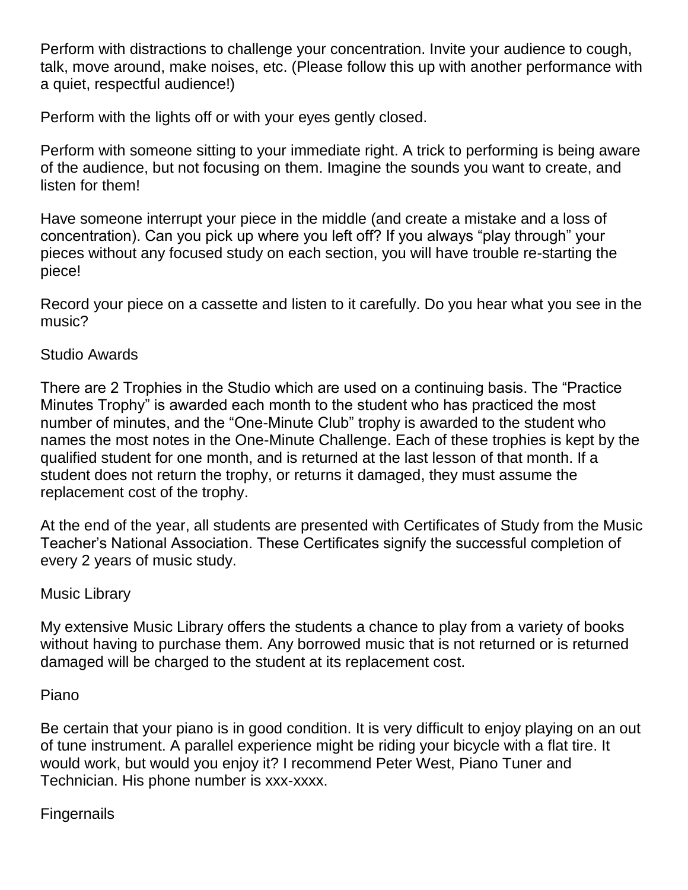Perform with distractions to challenge your concentration. Invite your audience to cough, talk, move around, make noises, etc. (Please follow this up with another performance with a quiet, respectful audience!)

Perform with the lights off or with your eyes gently closed.

Perform with someone sitting to your immediate right. A trick to performing is being aware of the audience, but not focusing on them. Imagine the sounds you want to create, and listen for them!

Have someone interrupt your piece in the middle (and create a mistake and a loss of concentration). Can you pick up where you left off? If you always "play through" your pieces without any focused study on each section, you will have trouble re-starting the piece!

Record your piece on a cassette and listen to it carefully. Do you hear what you see in the music?

## Studio Awards

There are 2 Trophies in the Studio which are used on a continuing basis. The "Practice Minutes Trophy" is awarded each month to the student who has practiced the most number of minutes, and the "One-Minute Club" trophy is awarded to the student who names the most notes in the One-Minute Challenge. Each of these trophies is kept by the qualified student for one month, and is returned at the last lesson of that month. If a student does not return the trophy, or returns it damaged, they must assume the replacement cost of the trophy.

At the end of the year, all students are presented with Certificates of Study from the Music Teacher's National Association. These Certificates signify the successful completion of every 2 years of music study.

## Music Library

My extensive Music Library offers the students a chance to play from a variety of books without having to purchase them. Any borrowed music that is not returned or is returned damaged will be charged to the student at its replacement cost.

## Piano

Be certain that your piano is in good condition. It is very difficult to enjoy playing on an out of tune instrument. A parallel experience might be riding your bicycle with a flat tire. It would work, but would you enjoy it? I recommend Peter West, Piano Tuner and Technician. His phone number is xxx-xxxx.

## Fingernails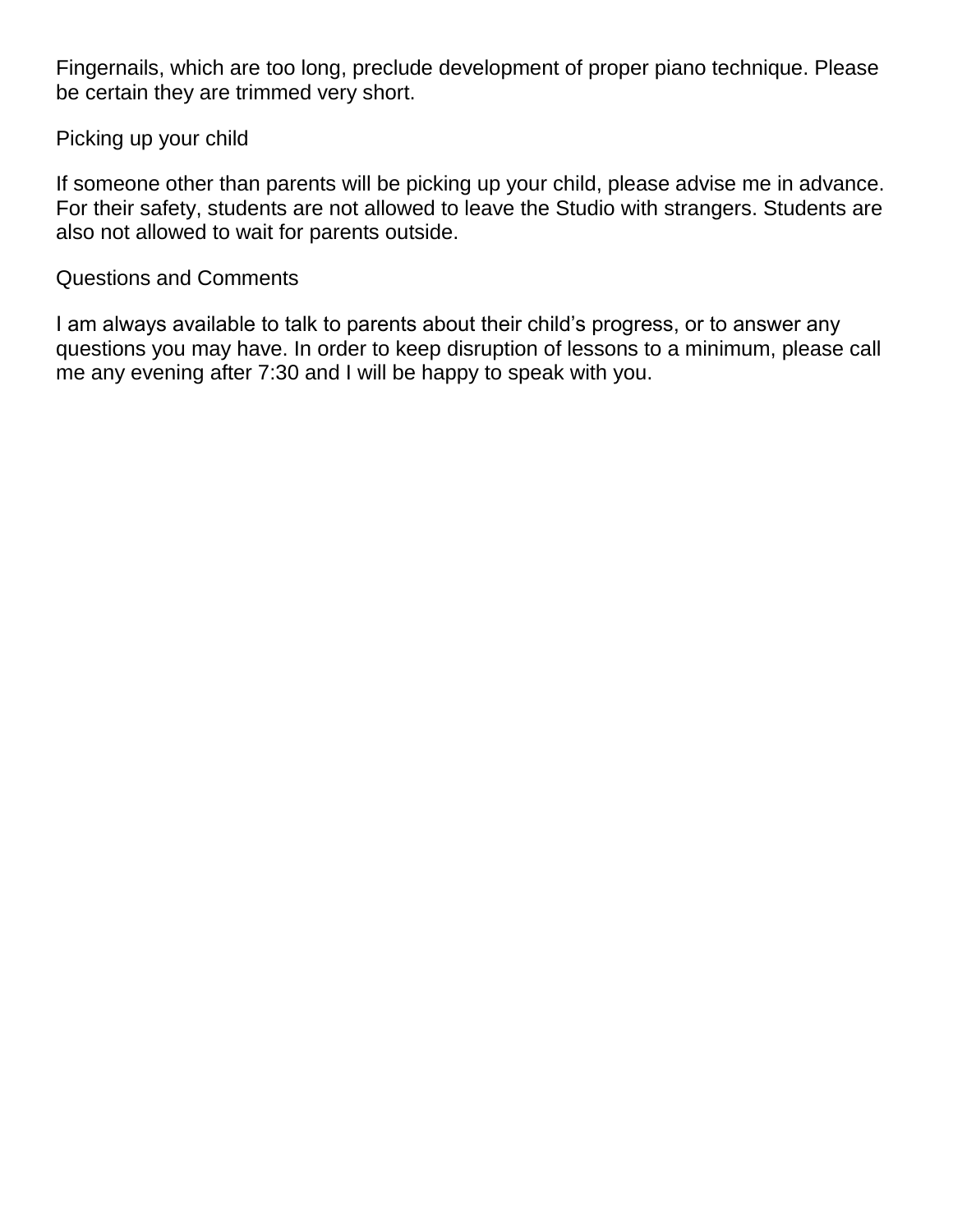Fingernails, which are too long, preclude development of proper piano technique. Please be certain they are trimmed very short.

## Picking up your child

If someone other than parents will be picking up your child, please advise me in advance. For their safety, students are not allowed to leave the Studio with strangers. Students are also not allowed to wait for parents outside.

## Questions and Comments

I am always available to talk to parents about their child's progress, or to answer any questions you may have. In order to keep disruption of lessons to a minimum, please call me any evening after 7:30 and I will be happy to speak with you.